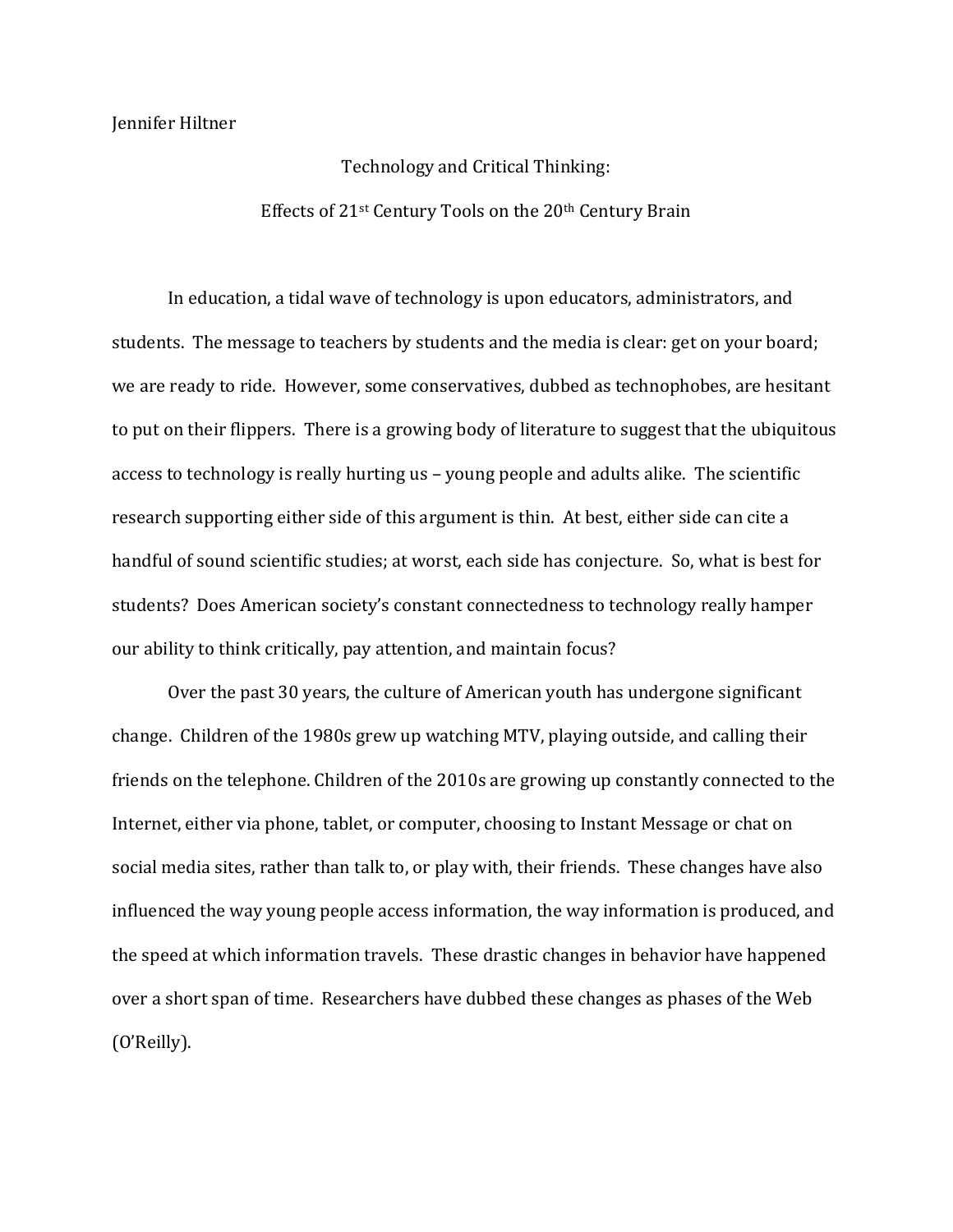Jennifer Hiltner

# Technology and Critical Thinking:

## Effects of 21st Century Tools on the 20th Century Brain

In education, a tidal wave of technology is upon educators, administrators, and students. The message to teachers by students and the media is clear: get on your board; we are ready to ride. However, some conservatives, dubbed as technophobes, are hesitant to put on their flippers. There is a growing body of literature to suggest that the ubiquitous access to technology is really hurting us – young people and adults alike. The scientific research supporting either side of this argument is thin. At best, either side can cite a handful of sound scientific studies; at worst, each side has conjecture. So, what is best for students? Does American society's constant connectedness to technology really hamper our ability to think critically, pay attention, and maintain focus?

Over the past 30 years, the culture of American youth has undergone significant change. Children of the 1980s grew up watching MTV, playing outside, and calling their friends on the telephone. Children of the 2010s are growing up constantly connected to the Internet, either via phone, tablet, or computer, choosing to Instant Message or chat on social media sites, rather than talk to, or play with, their friends. These changes have also influenced the way young people access information, the way information is produced, and the speed at which information travels. These drastic changes in behavior have happened over a short span of time. Researchers have dubbed these changes as phases of the Web (O'Reilly).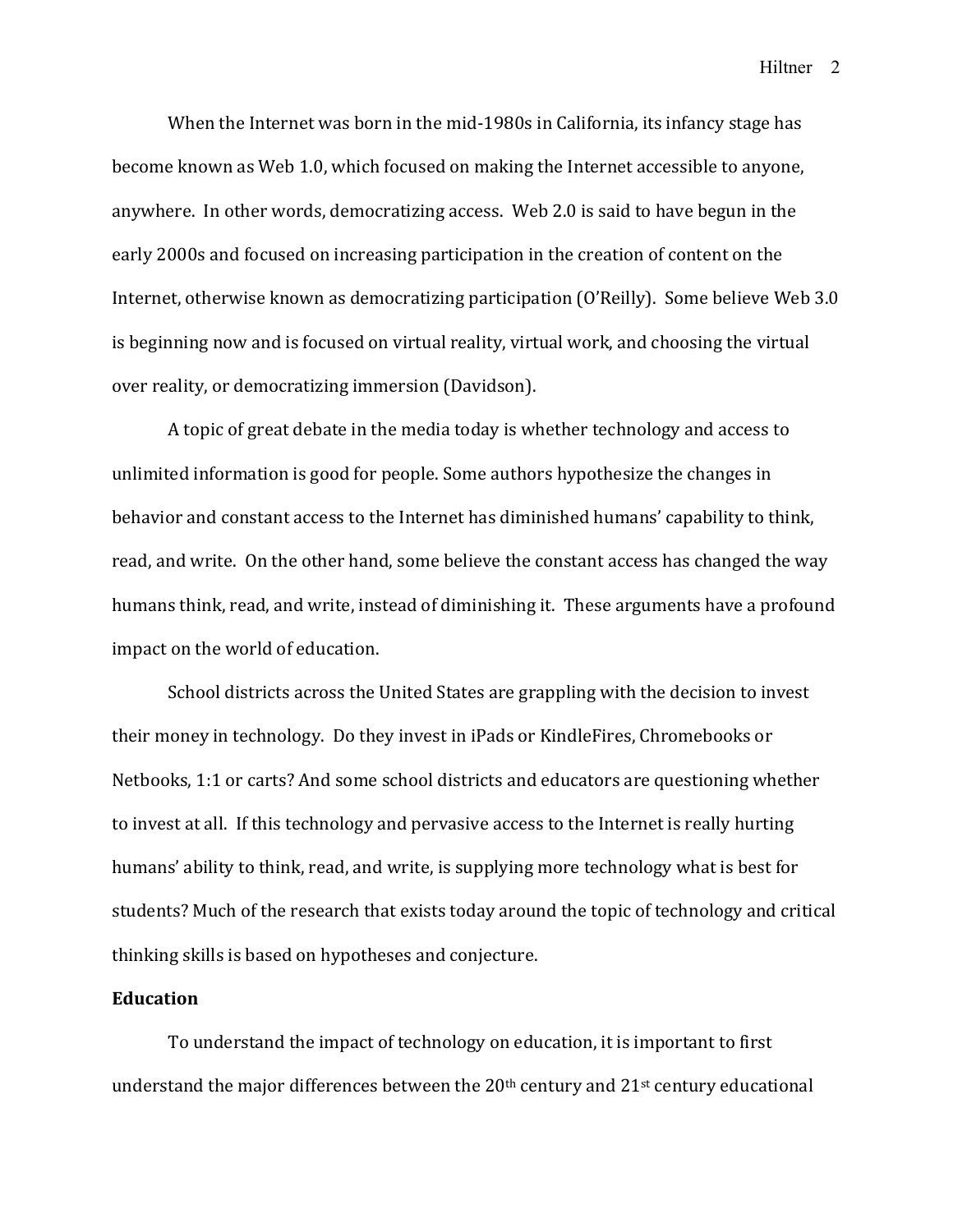When the Internet was born in the mid-1980s in California, its infancy stage has become known as Web 1.0, which focused on making the Internet accessible to anyone, anywhere. In other words, democratizing access. Web 2.0 is said to have begun in the early 2000s and focused on increasing participation in the creation of content on the Internet, otherwise known as democratizing participation (O'Reilly). Some believe Web 3.0 is beginning now and is focused on virtual reality, virtual work, and choosing the virtual over reality, or democratizing immersion (Davidson).

A topic of great debate in the media today is whether technology and access to unlimited information is good for people. Some authors hypothesize the changes in behavior and constant access to the Internet has diminished humans' capability to think, read, and write. On the other hand, some believe the constant access has changed the way humans think, read, and write, instead of diminishing it. These arguments have a profound impact on the world of education.

School districts across the United States are grappling with the decision to invest their money in technology. Do they invest in iPads or KindleFires, Chromebooks or Netbooks, 1:1 or carts? And some school districts and educators are questioning whether to invest at all. If this technology and pervasive access to the Internet is really hurting humans' ability to think, read, and write, is supplying more technology what is best for students? Much of the research that exists today around the topic of technology and critical thinking skills is based on hypotheses and conjecture.

**Education**

To understand the impact of technology on education, it is important to first understand the major differences between the 20th century and 21st century educational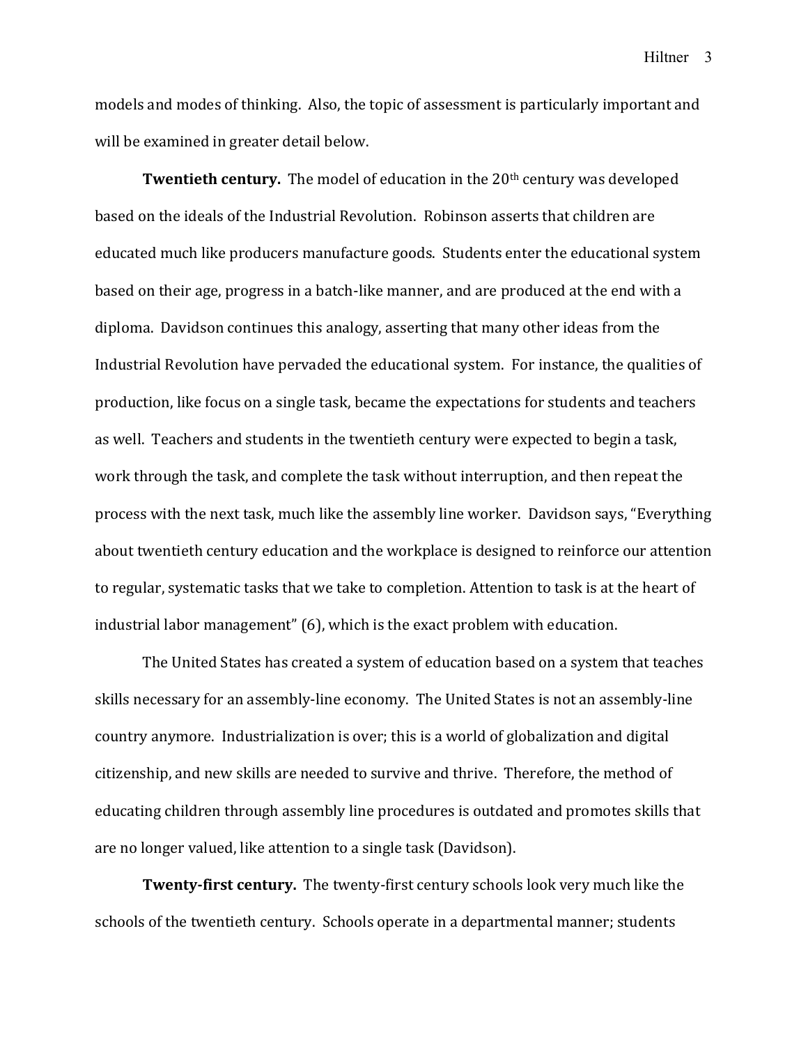models and modes of thinking. Also, the topic of assessment is particularly important and will be examined in greater detail below.

**Twentieth century.** The model of education in the 20th century was developed based on the ideals of the Industrial Revolution. Robinson asserts that children are educated much like producers manufacture goods. Students enter the educational system based on their age, progress in a batch-like manner, and are produced at the end with a diploma. Davidson continues this analogy, asserting that many other ideas from the Industrial Revolution have pervaded the educational system. For instance, the qualities of production, like focus on a single task, became the expectations for students and teachers as well. Teachers and students in the twentieth century were expected to begin a task, work through the task, and complete the task without interruption, and then repeat the process with the next task, much like the assembly line worker. Davidson says, "Everything about twentieth century education and the workplace is designed to reinforce our attention to regular, systematic tasks that we take to completion. Attention to task is at the heart of industrial labor management" (6), which is the exact problem with education.

The United States has created a system of education based on a system that teaches skills necessary for an assembly-line economy. The United States is not an assembly-line country anymore. Industrialization is over; this is a world of globalization and digital citizenship, and new skills are needed to survive and thrive. Therefore, the method of educating children through assembly line procedures is outdated and promotes skills that are no longer valued, like attention to a single task (Davidson).

**Twenty-first century.** The twenty-first century schools look very much like the schools of the twentieth century. Schools operate in a departmental manner; students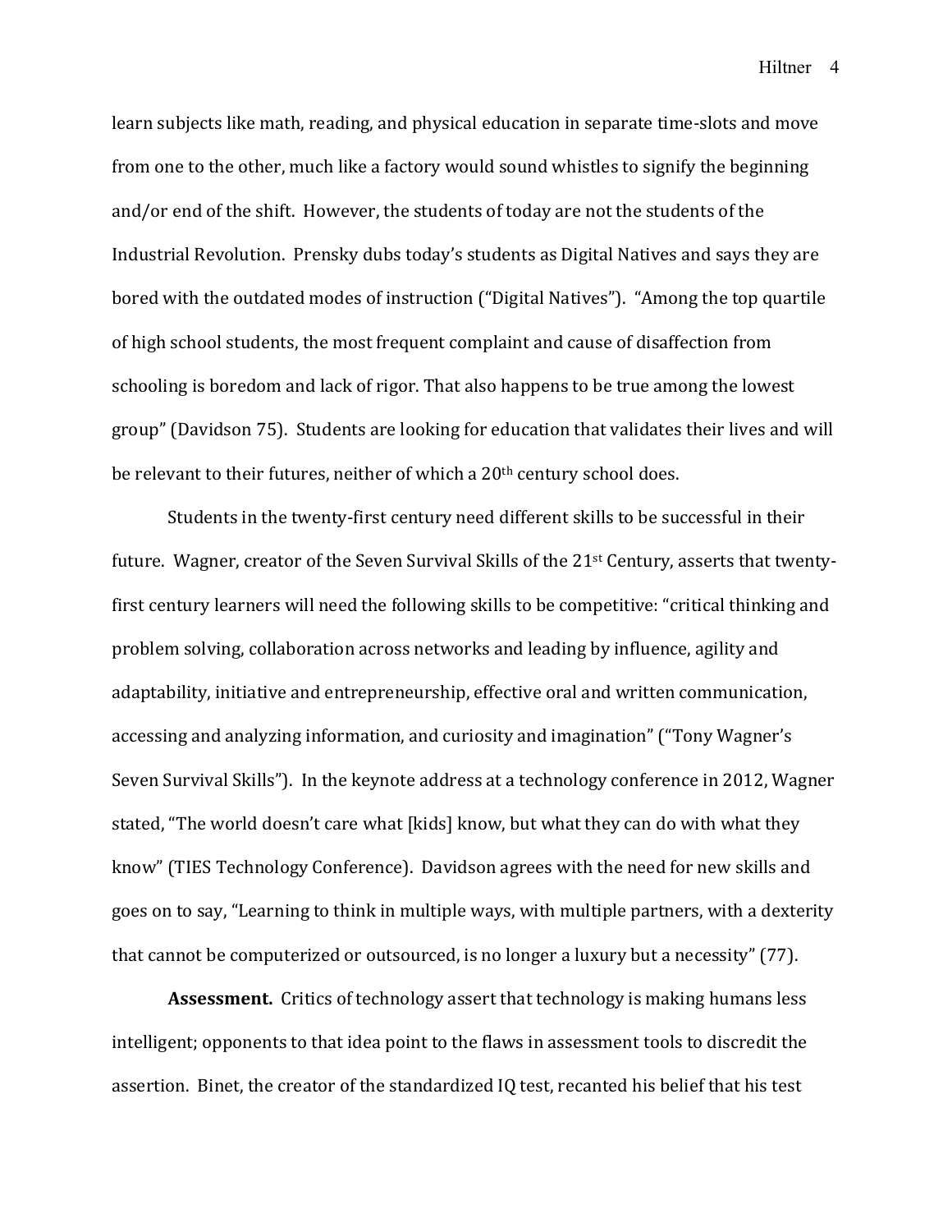learn subjects like math, reading, and physical education in separate time-slots and move from one to the other, much like a factory would sound whistles to signify the beginning and/or end of the shift. However, the students of today are not the students of the Industrial Revolution. Prensky dubs today's students as Digital Natives and says they are bored with the outdated modes of instruction ("Digital Natives"). "Among the top quartile of high school students, the most frequent complaint and cause of disaffection from schooling is boredom and lack of rigor. That also happens to be true among the lowest group" (Davidson 75). Students are looking for education that validates their lives and will be relevant to their futures, neither of which a 20th century school does.

Students in the twenty-first century need different skills to be successful in their future. Wagner, creator of the Seven Survival Skills of the 21st Century, asserts that twenty-first century learners will need the following skills to be competitive: "critical thinking and problem solving, collaboration across networks and leading by influence, agility and adaptability, initiative and entrepreneurship, effective oral and written communication, accessing and analyzing information, and curiosity and imagination" ("Tony Wagner's Seven Survival Skills"). In the keynote address at a technology conference in 2012, Wagner stated, "The world doesn't care what [kids] know, but what they can do with what they know" (TIES Technology Conference). Davidson agrees with the need for new skills and goes on to say, "Learning to think in multiple ways, with multiple partners, with a dexterity that cannot be computerized or outsourced, is no longer a luxury but a necessity" (77).

**Assessment.** Critics of technology assert that technology is making humans less intelligent; opponents to that idea point to the flaws in assessment tools to discredit the assertion. Binet, the creator of the standardized IQ test, recanted his belief that his test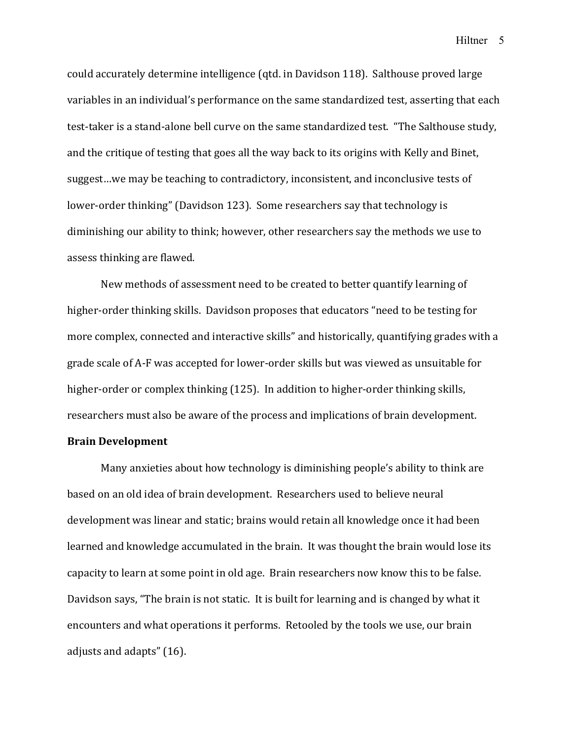could accurately determine intelligence (qtd. in Davidson 118). Salthouse proved large variables in an individual's performance on the same standardized test, asserting that each test-taker is a stand-alone bell curve on the same standardized test. "The Salthouse study, and the critique of testing that goes all the way back to its origins with Kelly and Binet, suggest…we may be teaching to contradictory, inconsistent, and inconclusive tests of lower-order thinking" (Davidson 123). Some researchers say that technology is diminishing our ability to think; however, other researchers say the methods we use to assess thinking are flawed.

New methods of assessment need to be created to better quantify learning of higher-order thinking skills. Davidson proposes that educators "need to be testing for more complex, connected and interactive skills" and historically, quantifying grades with a grade scale of A-F was accepted for lower-order skills but was viewed as unsuitable for higher-order or complex thinking (125). In addition to higher-order thinking skills, researchers must also be aware of the process and implications of brain development.

**Brain Development**

Many anxieties about how technology is diminishing people's ability to think are based on an old idea of brain development. Researchers used to believe neural development was linear and static; brains would retain all knowledge once it had been learned and knowledge accumulated in the brain. It was thought the brain would lose its capacity to learn at some point in old age. Brain researchers now know this to be false. Davidson says, "The brain is not static. It is built for learning and is changed by what it encounters and what operations it performs. Retooled by the tools we use, our brain adjusts and adapts" (16).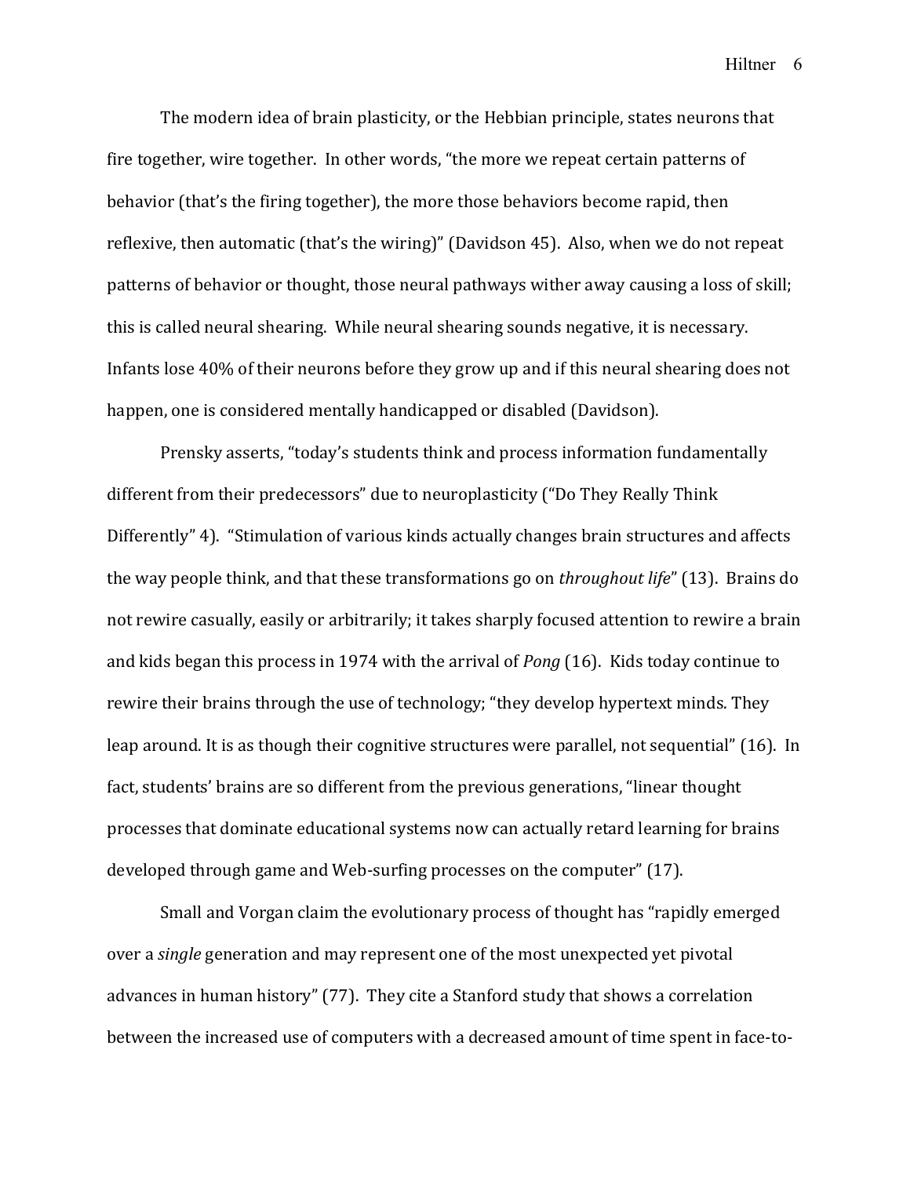The modern idea of brain plasticity, or the Hebbian principle, states neurons that fire together, wire together. In other words, "the more we repeat certain patterns of behavior (that's the firing together), the more those behaviors become rapid, then reflexive, then automatic (that's the wiring)" (Davidson 45). Also, when we do not repeat patterns of behavior or thought, those neural pathways wither away causing a loss of skill; this is called neural shearing. While neural shearing sounds negative, it is necessary. Infants lose 40% of their neurons before they grow up and if this neural shearing does not happen, one is considered mentally handicapped or disabled (Davidson).

Prensky asserts, "today's students think and process information fundamentally different from their predecessors" due to neuroplasticity ("Do They Really Think Differently" 4). "Stimulation of various kinds actually changes brain structures and affects the way people think, and that these transformations go on *throughout life*" (13). Brains do not rewire casually, easily or arbitrarily; it takes sharply focused attention to rewire a brain and kids began this process in 1974 with the arrival of *Pong* (16). Kids today continue to rewire their brains through the use of technology; "they develop hypertext minds. They leap around. It is as though their cognitive structures were parallel, not sequential" (16). In fact, students' brains are so different from the previous generations, "linear thought processes that dominate educational systems now can actually retard learning for brains developed through game and Web-surfing processes on the computer" (17).

Small and Vorgan claim the evolutionary process of thought has "rapidly emerged over a *single* generation and may represent one of the most unexpected yet pivotal advances in human history" (77). They cite a Stanford study that shows a correlation between the increased use of computers with a decreased amount of time spent in face-to-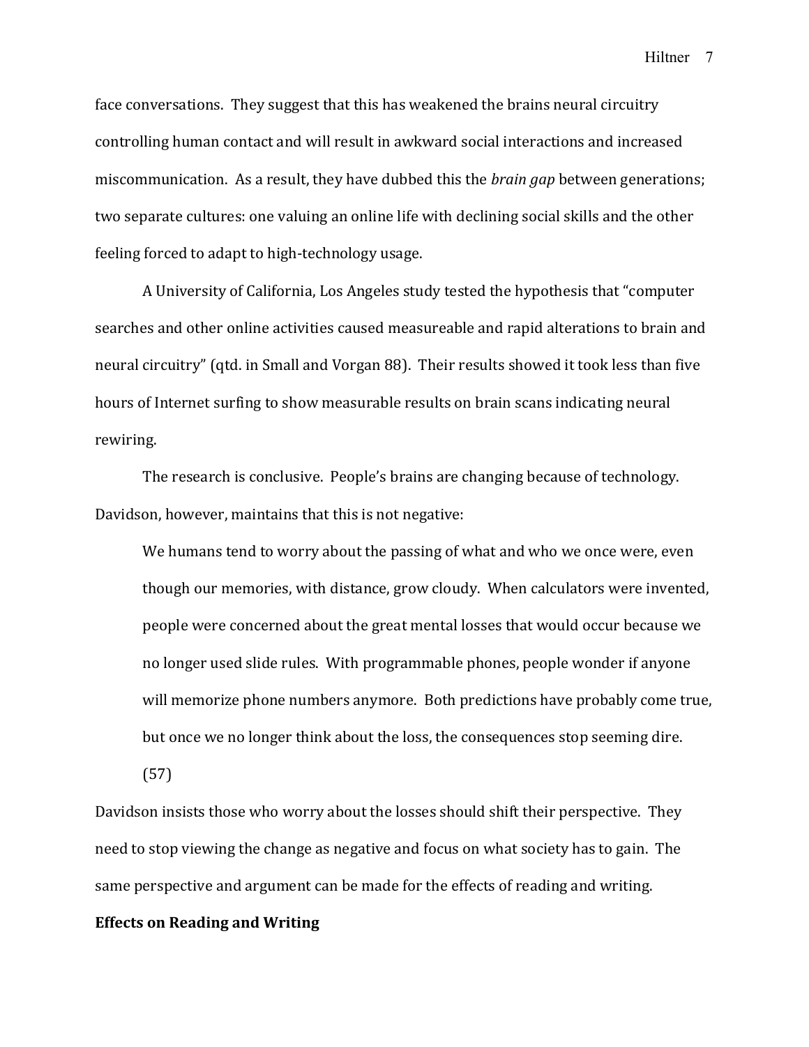face conversations. They suggest that this has weakened the brains neural circuitry controlling human contact and will result in awkward social interactions and increased miscommunication. As a result, they have dubbed this the *brain gap* between generations; two separate cultures: one valuing an online life with declining social skills and the other feeling forced to adapt to high-technology usage.

A University of California, Los Angeles study tested the hypothesis that "computer searches and other online activities caused measureable and rapid alterations to brain and neural circuitry" (qtd. in Small and Vorgan 88). Their results showed it took less than five hours of Internet surfing to show measurable results on brain scans indicating neural rewiring.

The research is conclusive. People's brains are changing because of technology. Davidson, however, maintains that this is not negative:

> We humans tend to worry about the passing of what and who we once were, even though our memories, with distance, grow cloudy. When calculators were invented, people were concerned about the great mental losses that would occur because we no longer used slide rules. With programmable phones, people wonder if anyone will memorize phone numbers anymore. Both predictions have probably come true, but once we no longer think about the loss, the consequences stop seeming dire. (57)

Davidson insists those who worry about the losses should shift their perspective. They need to stop viewing the change as negative and focus on what society has to gain. The same perspective and argument can be made for the effects of reading and writing.

**Effects on Reading and Writing**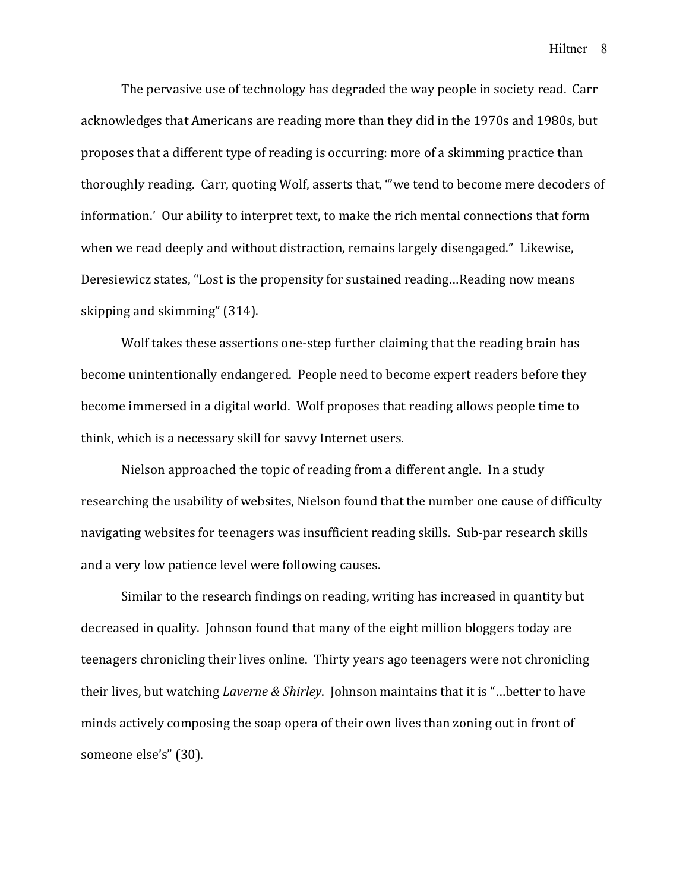The pervasive use of technology has degraded the way people in society read. Carr acknowledges that Americans are reading more than they did in the 1970s and 1980s, but proposes that a different type of reading is occurring: more of a skimming practice than thoroughly reading. Carr, quoting Wolf, asserts that, "'we tend to become mere decoders of information.' Our ability to interpret text, to make the rich mental connections that form when we read deeply and without distraction, remains largely disengaged." Likewise, Deresiewicz states, "Lost is the propensity for sustained reading…Reading now means skipping and skimming" (314).

Wolf takes these assertions one-step further claiming that the reading brain has become unintentionally endangered. People need to become expert readers before they become immersed in a digital world. Wolf proposes that reading allows people time to think, which is a necessary skill for savvy Internet users.

Nielson approached the topic of reading from a different angle. In a study researching the usability of websites, Nielson found that the number one cause of difficulty navigating websites for teenagers was insufficient reading skills. Sub-par research skills and a very low patience level were following causes.

Similar to the research findings on reading, writing has increased in quantity but decreased in quality. Johnson found that many of the eight million bloggers today are teenagers chronicling their lives online. Thirty years ago teenagers were not chronicling their lives, but watching *Laverne & Shirley*. Johnson maintains that it is "…better to have minds actively composing the soap opera of their own lives than zoning out in front of someone else's" (30).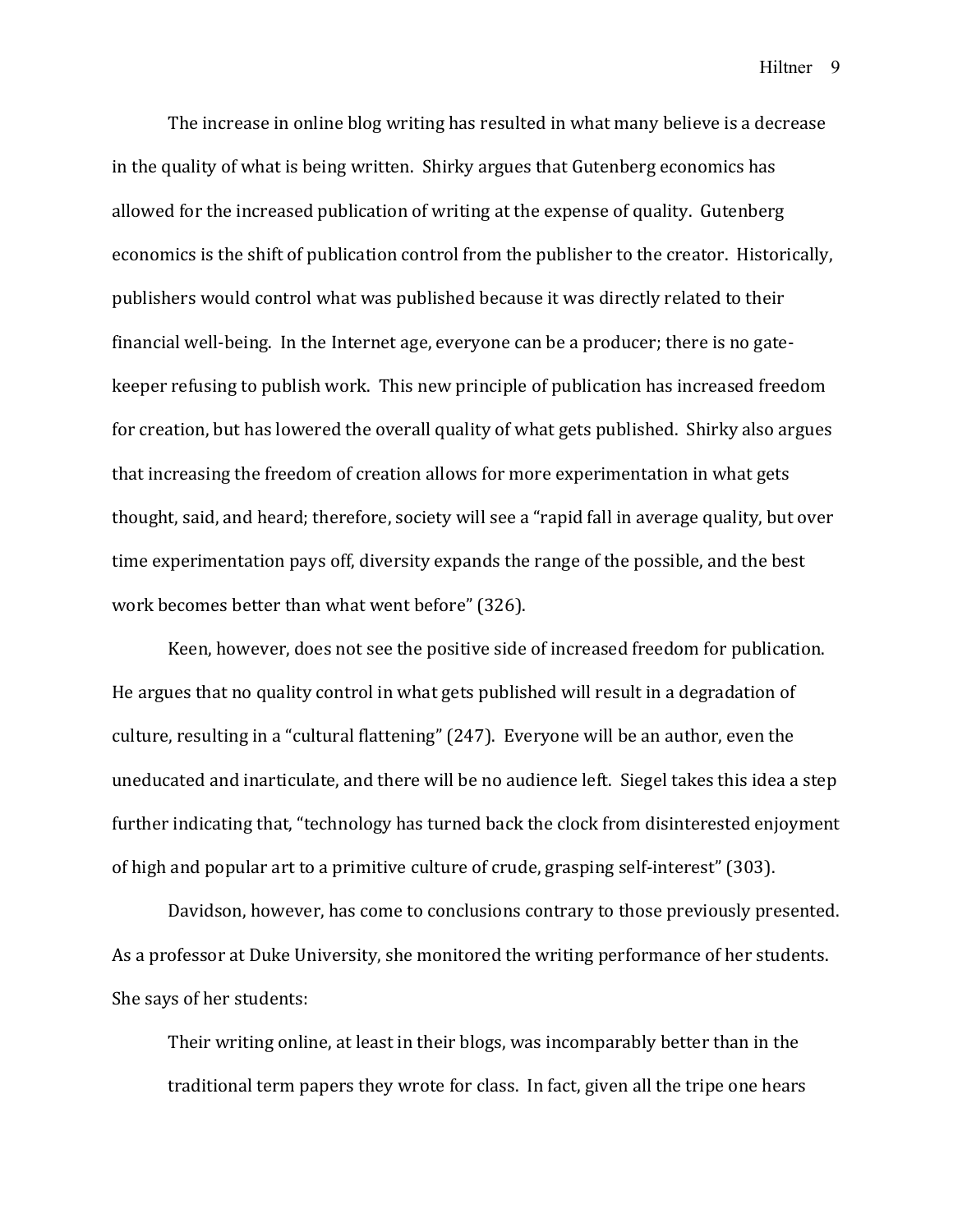The increase in online blog writing has resulted in what many believe is a decrease in the quality of what is being written. Shirky argues that Gutenberg economics has allowed for the increased publication of writing at the expense of quality. Gutenberg economics is the shift of publication control from the publisher to the creator. Historically, publishers would control what was published because it was directly related to their financial well-being. In the Internet age, everyone can be a producer; there is no gate-keeper refusing to publish work. This new principle of publication has increased freedom for creation, but has lowered the overall quality of what gets published. Shirky also argues that increasing the freedom of creation allows for more experimentation in what gets thought, said, and heard; therefore, society will see a "rapid fall in average quality, but over time experimentation pays off, diversity expands the range of the possible, and the best work becomes better than what went before" (326).

Keen, however, does not see the positive side of increased freedom for publication. He argues that no quality control in what gets published will result in a degradation of culture, resulting in a "cultural flattening" (247). Everyone will be an author, even the uneducated and inarticulate, and there will be no audience left. Siegel takes this idea a step further indicating that, "technology has turned back the clock from disinterested enjoyment of high and popular art to a primitive culture of crude, grasping self-interest" (303).

Davidson, however, has come to conclusions contrary to those previously presented. As a professor at Duke University, she monitored the writing performance of her students. She says of her students:

> Their writing online, at least in their blogs, was incomparably better than in the traditional term papers they wrote for class. In fact, given all the tripe one hears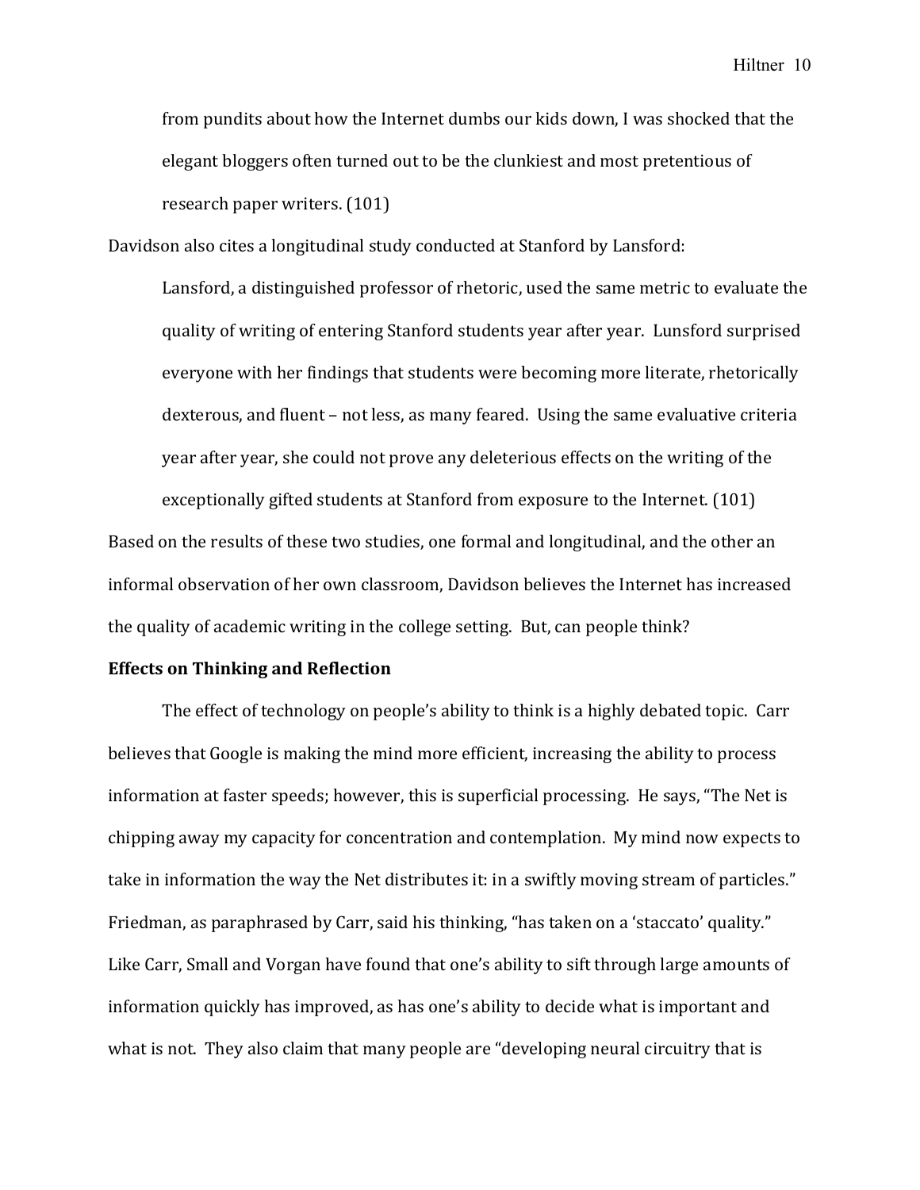> from pundits about how the Internet dumbs our kids down, I was shocked that the elegant bloggers often turned out to be the clunkiest and most pretentious of research paper writers. (101)

Davidson also cites a longitudinal study conducted at Stanford by Lansford:

> Lansford, a distinguished professor of rhetoric, used the same metric to evaluate the quality of writing of entering Stanford students year after year. Lunsford surprised everyone with her findings that students were becoming more literate, rhetorically dexterous, and fluent – not less, as many feared. Using the same evaluative criteria year after year, she could not prove any deleterious effects on the writing of the exceptionally gifted students at Stanford from exposure to the Internet. (101)

Based on the results of these two studies, one formal and longitudinal, and the other an informal observation of her own classroom, Davidson believes the Internet has increased the quality of academic writing in the college setting. But, can people think?

**Effects on Thinking and Reflection**

The effect of technology on people's ability to think is a highly debated topic. Carr believes that Google is making the mind more efficient, increasing the ability to process information at faster speeds; however, this is superficial processing. He says, "The Net is chipping away my capacity for concentration and contemplation. My mind now expects to take in information the way the Net distributes it: in a swiftly moving stream of particles." Friedman, as paraphrased by Carr, said his thinking, "has taken on a 'staccato' quality." Like Carr, Small and Vorgan have found that one's ability to sift through large amounts of information quickly has improved, as has one's ability to decide what is important and what is not. They also claim that many people are "developing neural circuitry that is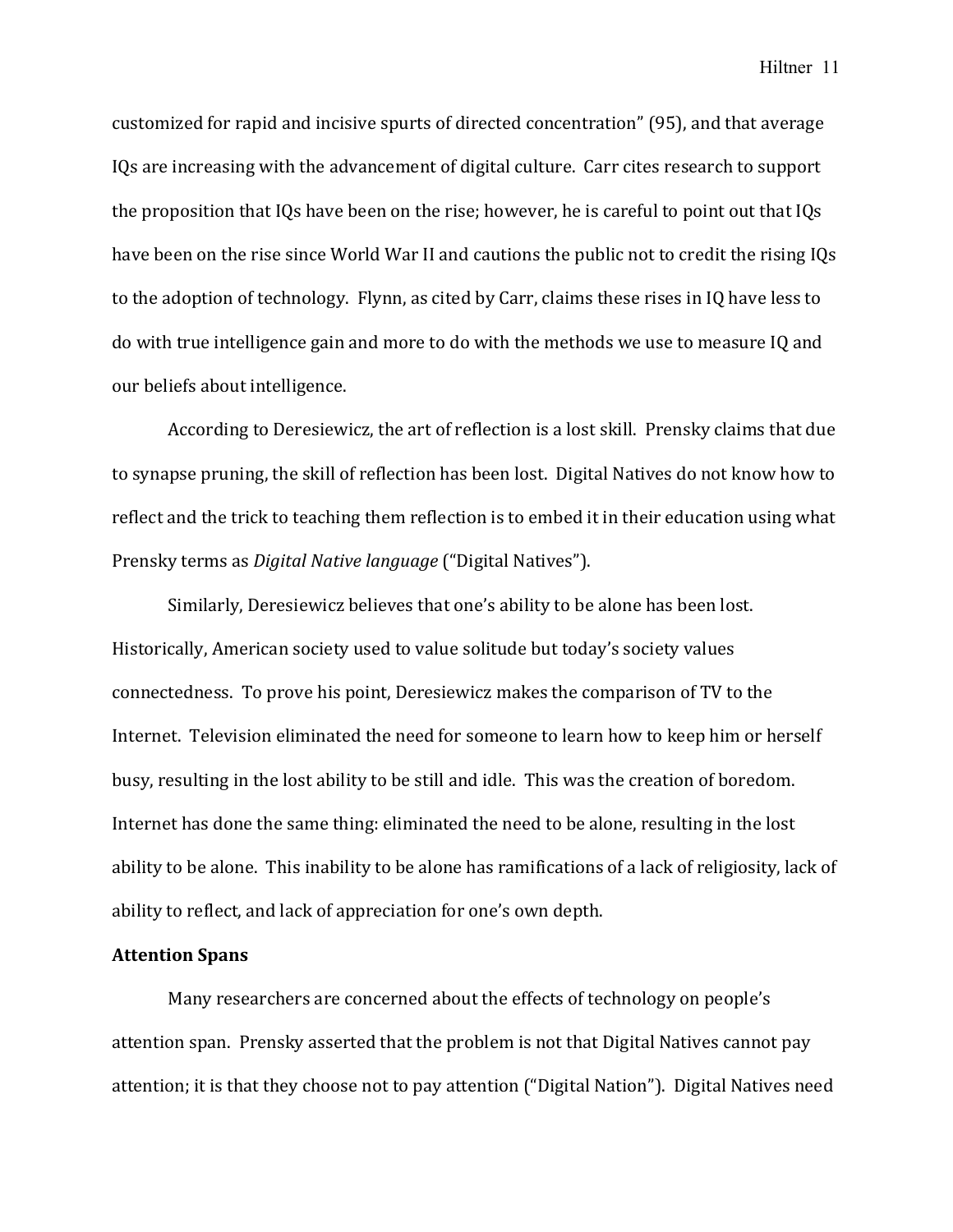customized for rapid and incisive spurts of directed concentration" (95), and that average IQs are increasing with the advancement of digital culture. Carr cites research to support the proposition that IQs have been on the rise; however, he is careful to point out that IQs have been on the rise since World War II and cautions the public not to credit the rising IQs to the adoption of technology. Flynn, as cited by Carr, claims these rises in IQ have less to do with true intelligence gain and more to do with the methods we use to measure IQ and our beliefs about intelligence.

According to Deresiewicz, the art of reflection is a lost skill. Prensky claims that due to synapse pruning, the skill of reflection has been lost. Digital Natives do not know how to reflect and the trick to teaching them reflection is to embed it in their education using what Prensky terms as *Digital Native language* ("Digital Natives").

Similarly, Deresiewicz believes that one's ability to be alone has been lost. Historically, American society used to value solitude but today's society values connectedness. To prove his point, Deresiewicz makes the comparison of TV to the Internet. Television eliminated the need for someone to learn how to keep him or herself busy, resulting in the lost ability to be still and idle. This was the creation of boredom. Internet has done the same thing: eliminated the need to be alone, resulting in the lost ability to be alone. This inability to be alone has ramifications of a lack of religiosity, lack of ability to reflect, and lack of appreciation for one's own depth.

**Attention Spans**

Many researchers are concerned about the effects of technology on people's attention span. Prensky asserted that the problem is not that Digital Natives cannot pay attention; it is that they choose not to pay attention ("Digital Nation"). Digital Natives need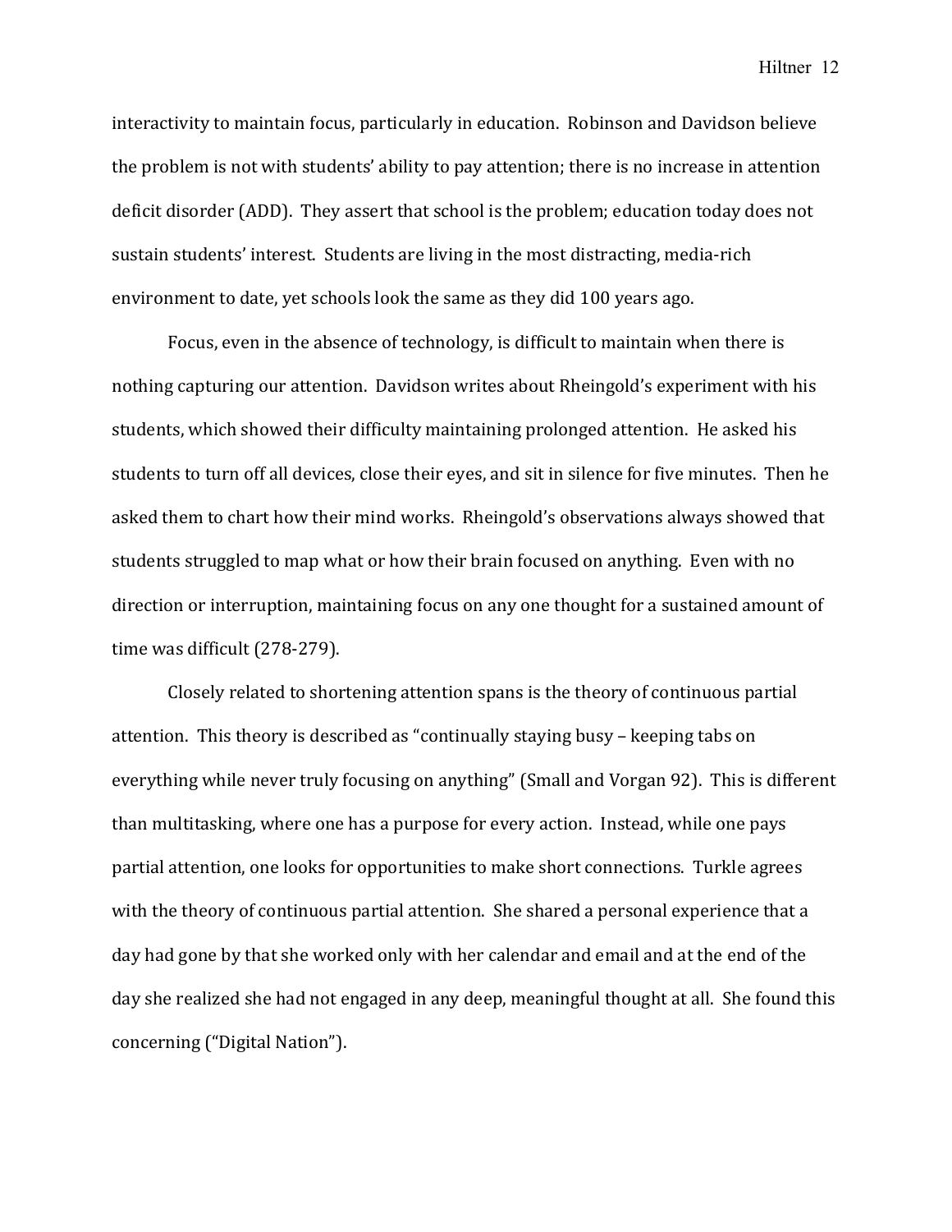interactivity to maintain focus, particularly in education. Robinson and Davidson believe the problem is not with students' ability to pay attention; there is no increase in attention deficit disorder (ADD). They assert that school is the problem; education today does not sustain students' interest. Students are living in the most distracting, media-rich environment to date, yet schools look the same as they did 100 years ago.

Focus, even in the absence of technology, is difficult to maintain when there is nothing capturing our attention. Davidson writes about Rheingold's experiment with his students, which showed their difficulty maintaining prolonged attention. He asked his students to turn off all devices, close their eyes, and sit in silence for five minutes. Then he asked them to chart how their mind works. Rheingold's observations always showed that students struggled to map what or how their brain focused on anything. Even with no direction or interruption, maintaining focus on any one thought for a sustained amount of time was difficult (278-279).

Closely related to shortening attention spans is the theory of continuous partial attention. This theory is described as "continually staying busy – keeping tabs on everything while never truly focusing on anything" (Small and Vorgan 92). This is different than multitasking, where one has a purpose for every action. Instead, while one pays partial attention, one looks for opportunities to make short connections. Turkle agrees with the theory of continuous partial attention. She shared a personal experience that a day had gone by that she worked only with her calendar and email and at the end of the day she realized she had not engaged in any deep, meaningful thought at all. She found this concerning ("Digital Nation").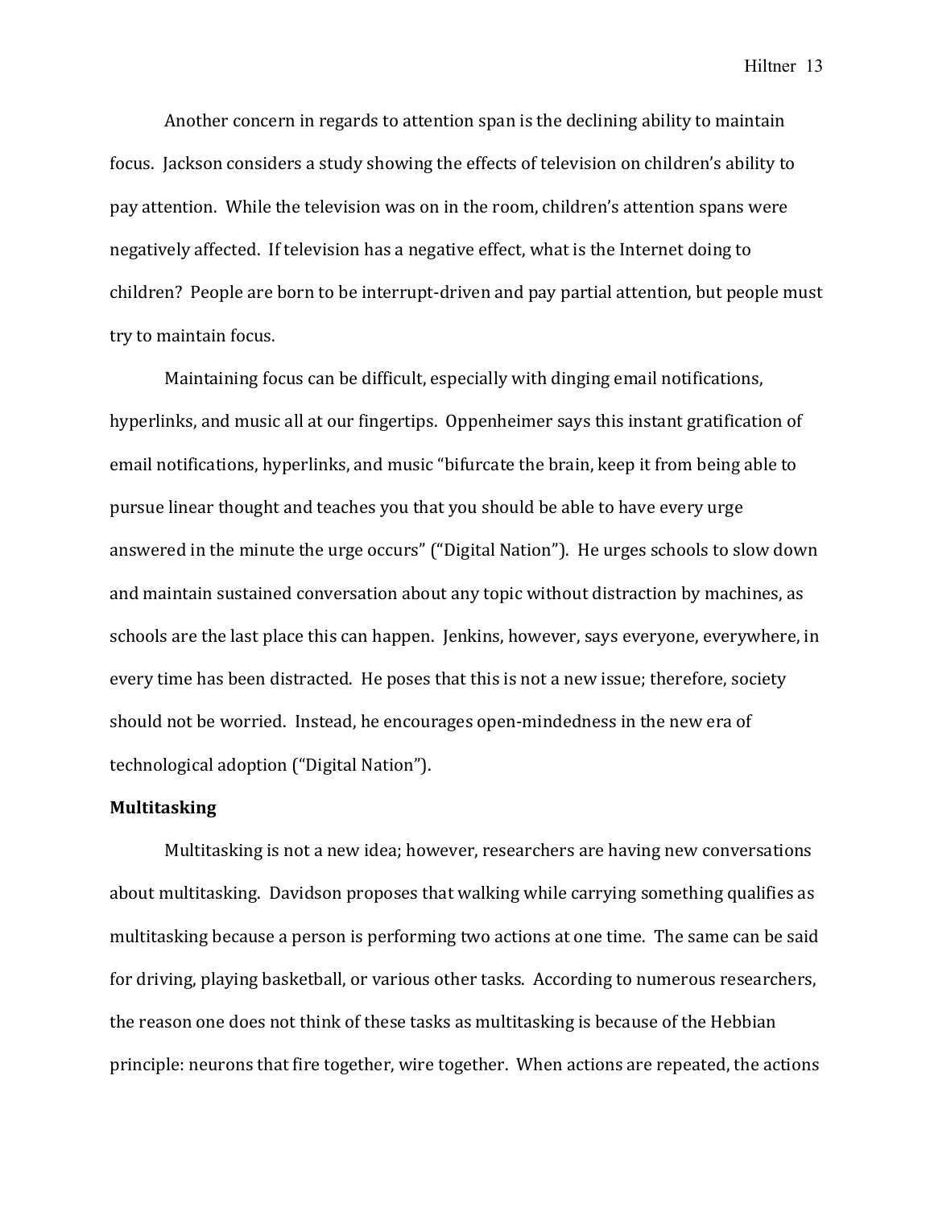Another concern in regards to attention span is the declining ability to maintain focus. Jackson considers a study showing the effects of television on children's ability to pay attention. While the television was on in the room, children's attention spans were negatively affected. If television has a negative effect, what is the Internet doing to children? People are born to be interrupt-driven and pay partial attention, but people must try to maintain focus.

Maintaining focus can be difficult, especially with dinging email notifications, hyperlinks, and music all at our fingertips. Oppenheimer says this instant gratification of email notifications, hyperlinks, and music "bifurcate the brain, keep it from being able to pursue linear thought and teaches you that you should be able to have every urge answered in the minute the urge occurs" ("Digital Nation"). He urges schools to slow down and maintain sustained conversation about any topic without distraction by machines, as schools are the last place this can happen. Jenkins, however, says everyone, everywhere, in every time has been distracted. He poses that this is not a new issue; therefore, society should not be worried. Instead, he encourages open-mindedness in the new era of technological adoption ("Digital Nation").

**Multitasking**

Multitasking is not a new idea; however, researchers are having new conversations about multitasking. Davidson proposes that walking while carrying something qualifies as multitasking because a person is performing two actions at one time. The same can be said for driving, playing basketball, or various other tasks. According to numerous researchers, the reason one does not think of these tasks as multitasking is because of the Hebbian principle: neurons that fire together, wire together. When actions are repeated, the actions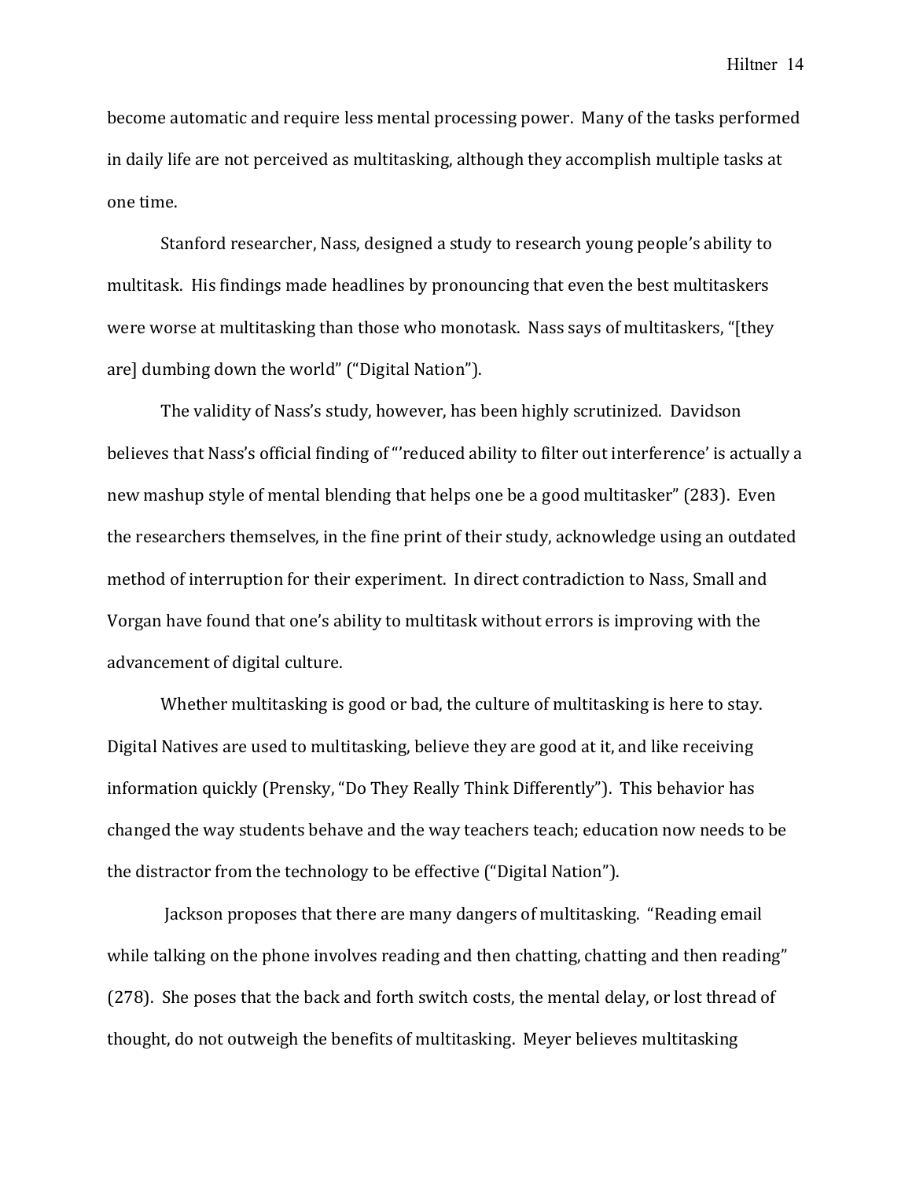become automatic and require less mental processing power. Many of the tasks performed in daily life are not perceived as multitasking, although they accomplish multiple tasks at one time.

Stanford researcher, Nass, designed a study to research young people's ability to multitask. His findings made headlines by pronouncing that even the best multitaskers were worse at multitasking than those who monotask. Nass says of multitaskers, "[they are] dumbing down the world" ("Digital Nation").

The validity of Nass's study, however, has been highly scrutinized. Davidson believes that Nass's official finding of "'reduced ability to filter out interference' is actually a new mashup style of mental blending that helps one be a good multitasker" (283). Even the researchers themselves, in the fine print of their study, acknowledge using an outdated method of interruption for their experiment. In direct contradiction to Nass, Small and Vorgan have found that one's ability to multitask without errors is improving with the advancement of digital culture.

Whether multitasking is good or bad, the culture of multitasking is here to stay. Digital Natives are used to multitasking, believe they are good at it, and like receiving information quickly (Prensky, "Do They Really Think Differently"). This behavior has changed the way students behave and the way teachers teach; education now needs to be the distractor from the technology to be effective ("Digital Nation").

Jackson proposes that there are many dangers of multitasking. "Reading email while talking on the phone involves reading and then chatting, chatting and then reading" (278). She poses that the back and forth switch costs, the mental delay, or lost thread of thought, do not outweigh the benefits of multitasking. Meyer believes multitasking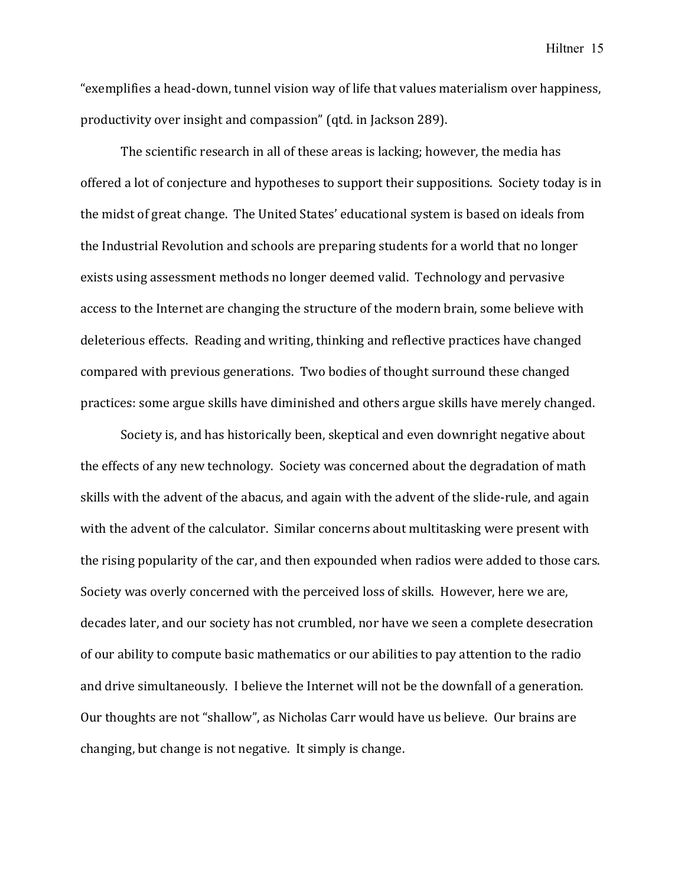"exemplifies a head-down, tunnel vision way of life that values materialism over happiness, productivity over insight and compassion" (qtd. in Jackson 289).

The scientific research in all of these areas is lacking; however, the media has offered a lot of conjecture and hypotheses to support their suppositions. Society today is in the midst of great change. The United States' educational system is based on ideals from the Industrial Revolution and schools are preparing students for a world that no longer exists using assessment methods no longer deemed valid. Technology and pervasive access to the Internet are changing the structure of the modern brain, some believe with deleterious effects. Reading and writing, thinking and reflective practices have changed compared with previous generations. Two bodies of thought surround these changed practices: some argue skills have diminished and others argue skills have merely changed.

Society is, and has historically been, skeptical and even downright negative about the effects of any new technology. Society was concerned about the degradation of math skills with the advent of the abacus, and again with the advent of the slide-rule, and again with the advent of the calculator. Similar concerns about multitasking were present with the rising popularity of the car, and then expounded when radios were added to those cars. Society was overly concerned with the perceived loss of skills. However, here we are, decades later, and our society has not crumbled, nor have we seen a complete desecration of our ability to compute basic mathematics or our abilities to pay attention to the radio and drive simultaneously. I believe the Internet will not be the downfall of a generation. Our thoughts are not "shallow", as Nicholas Carr would have us believe. Our brains are changing, but change is not negative. It simply is change.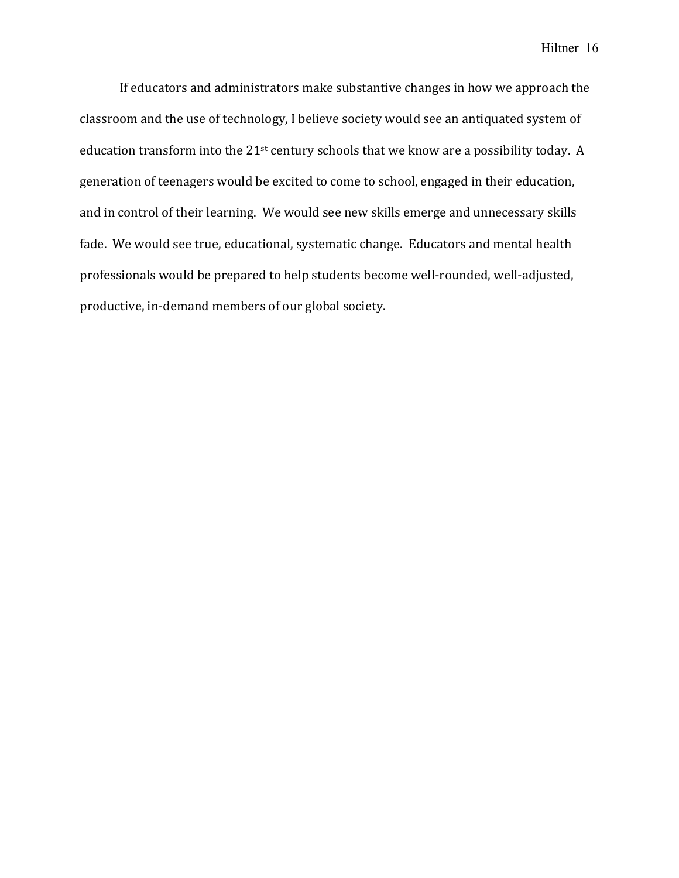If educators and administrators make substantive changes in how we approach the classroom and the use of technology, I believe society would see an antiquated system of education transform into the 21st century schools that we know are a possibility today. A generation of teenagers would be excited to come to school, engaged in their education, and in control of their learning. We would see new skills emerge and unnecessary skills fade. We would see true, educational, systematic change. Educators and mental health professionals would be prepared to help students become well-rounded, well-adjusted, productive, in-demand members of our global society.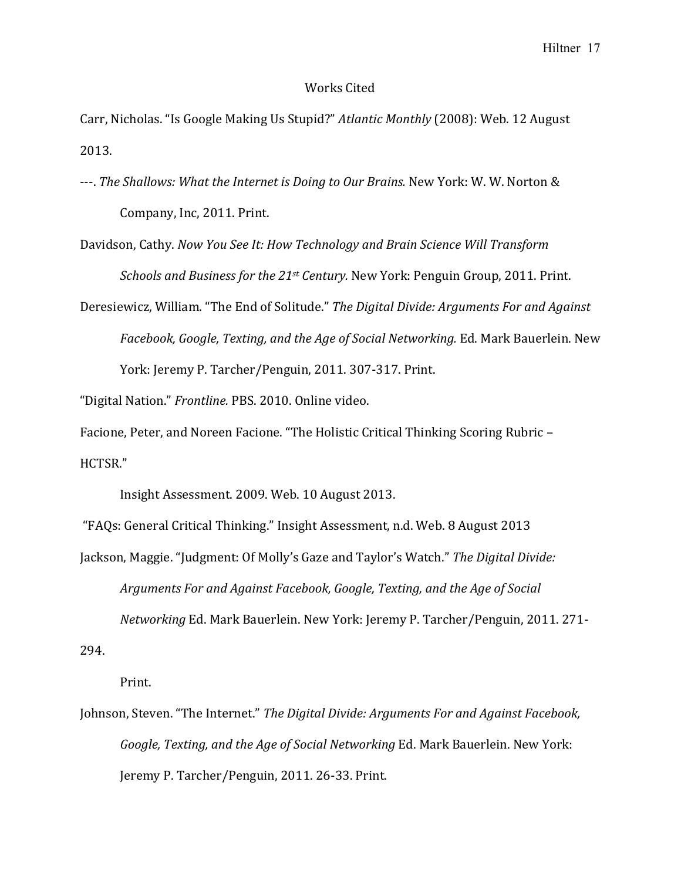# Works Cited

Carr, Nicholas. "Is Google Making Us Stupid?" *Atlantic Monthly* (2008): Web. 12 August 2013.

---. *The Shallows: What the Internet is Doing to Our Brains.* New York: W. W. Norton & Company, Inc, 2011. Print.

Davidson, Cathy. *Now You See It: How Technology and Brain Science Will Transform Schools and Business for the 21st Century.* New York: Penguin Group, 2011. Print.

Deresiewicz, William. "The End of Solitude." *The Digital Divide: Arguments For and Against Facebook, Google, Texting, and the Age of Social Networking.* Ed. Mark Bauerlein. New York: Jeremy P. Tarcher/Penguin, 2011. 307-317. Print.

"Digital Nation." *Frontline.* PBS. 2010. Online video.

Facione, Peter, and Noreen Facione. "The Holistic Critical Thinking Scoring Rubric – HCTSR."

Insight Assessment. 2009. Web. 10 August 2013.

"FAQs: General Critical Thinking." Insight Assessment, n.d. Web. 8 August 2013

Jackson, Maggie. "Judgment: Of Molly's Gaze and Taylor's Watch." *The Digital Divide: Arguments For and Against Facebook, Google, Texting, and the Age of Social Networking* Ed. Mark Bauerlein. New York: Jeremy P. Tarcher/Penguin, 2011. 271-294.

Print.

Johnson, Steven. "The Internet." *The Digital Divide: Arguments For and Against Facebook, Google, Texting, and the Age of Social Networking* Ed. Mark Bauerlein. New York: Jeremy P. Tarcher/Penguin, 2011. 26-33. Print.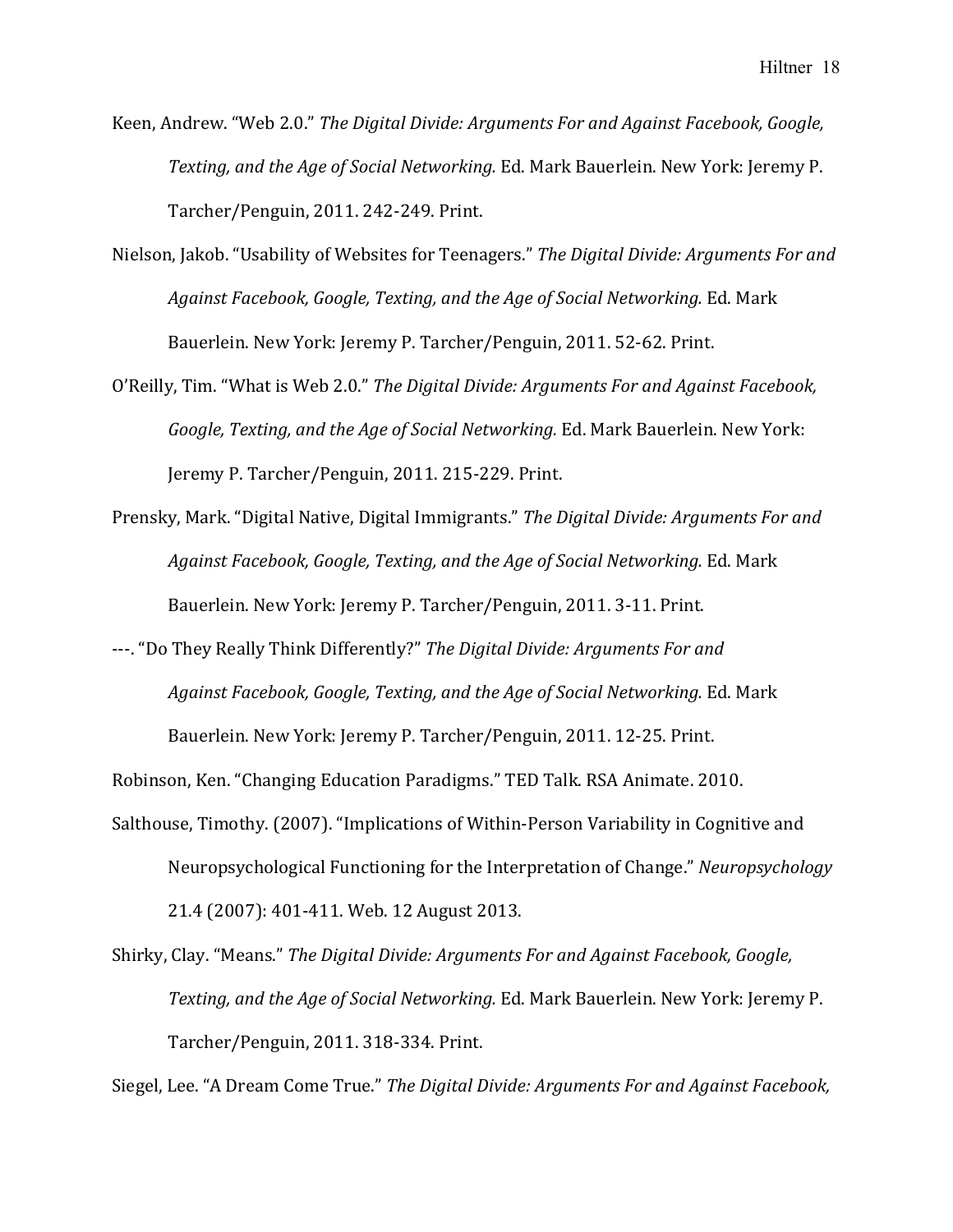Keen, Andrew. “Web 2.0.” *The Digital Divide: Arguments For and Against Facebook, Google, Texting, and the Age of Social Networking.* Ed. Mark Bauerlein. New York: Jeremy P. Tarcher/Penguin, 2011. 242-249. Print.

Nielson, Jakob. “Usability of Websites for Teenagers.” *The Digital Divide: Arguments For and Against Facebook, Google, Texting, and the Age of Social Networking.* Ed. Mark Bauerlein. New York: Jeremy P. Tarcher/Penguin, 2011. 52-62. Print.

O’Reilly, Tim. “What is Web 2.0.” *The Digital Divide: Arguments For and Against Facebook, Google, Texting, and the Age of Social Networking.* Ed. Mark Bauerlein. New York: Jeremy P. Tarcher/Penguin, 2011. 215-229. Print.

Prensky, Mark. “Digital Native, Digital Immigrants.” *The Digital Divide: Arguments For and Against Facebook, Google, Texting, and the Age of Social Networking.* Ed. Mark Bauerlein. New York: Jeremy P. Tarcher/Penguin, 2011. 3-11. Print.

---. “Do They Really Think Differently?” *The Digital Divide: Arguments For and Against Facebook, Google, Texting, and the Age of Social Networking.* Ed. Mark Bauerlein. New York: Jeremy P. Tarcher/Penguin, 2011. 12-25. Print.

Robinson, Ken. “Changing Education Paradigms.” TED Talk. RSA Animate. 2010.

Salthouse, Timothy. (2007). “Implications of Within-Person Variability in Cognitive and Neuropsychological Functioning for the Interpretation of Change.” *Neuropsychology* 21.4 (2007): 401-411. Web. 12 August 2013.

Shirky, Clay. “Means.” *The Digital Divide: Arguments For and Against Facebook, Google, Texting, and the Age of Social Networking.* Ed. Mark Bauerlein. New York: Jeremy P. Tarcher/Penguin, 2011. 318-334. Print.

Siegel, Lee. “A Dream Come True.” *The Digital Divide: Arguments For and Against Facebook,*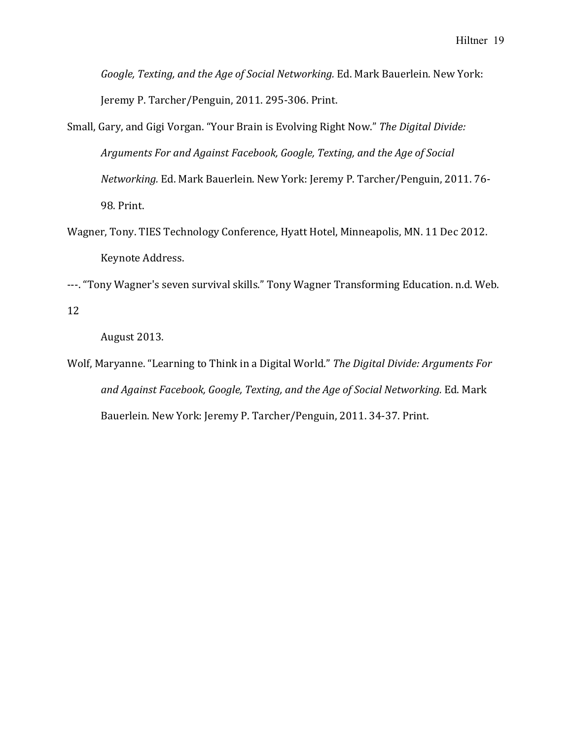*Google, Texting, and the Age of Social Networking.* Ed. Mark Bauerlein. New York: Jeremy P. Tarcher/Penguin, 2011. 295-306. Print.

Small, Gary, and Gigi Vorgan. "Your Brain is Evolving Right Now." *The Digital Divide: Arguments For and Against Facebook, Google, Texting, and the Age of Social Networking.* Ed. Mark Bauerlein. New York: Jeremy P. Tarcher/Penguin, 2011. 76-98. Print.

Wagner, Tony. TIES Technology Conference, Hyatt Hotel, Minneapolis, MN. 11 Dec 2012. Keynote Address.

---. "Tony Wagner's seven survival skills." Tony Wagner Transforming Education. n.d. Web. 12

August 2013.

Wolf, Maryanne. "Learning to Think in a Digital World." *The Digital Divide: Arguments For and Against Facebook, Google, Texting, and the Age of Social Networking.* Ed. Mark Bauerlein. New York: Jeremy P. Tarcher/Penguin, 2011. 34-37. Print.